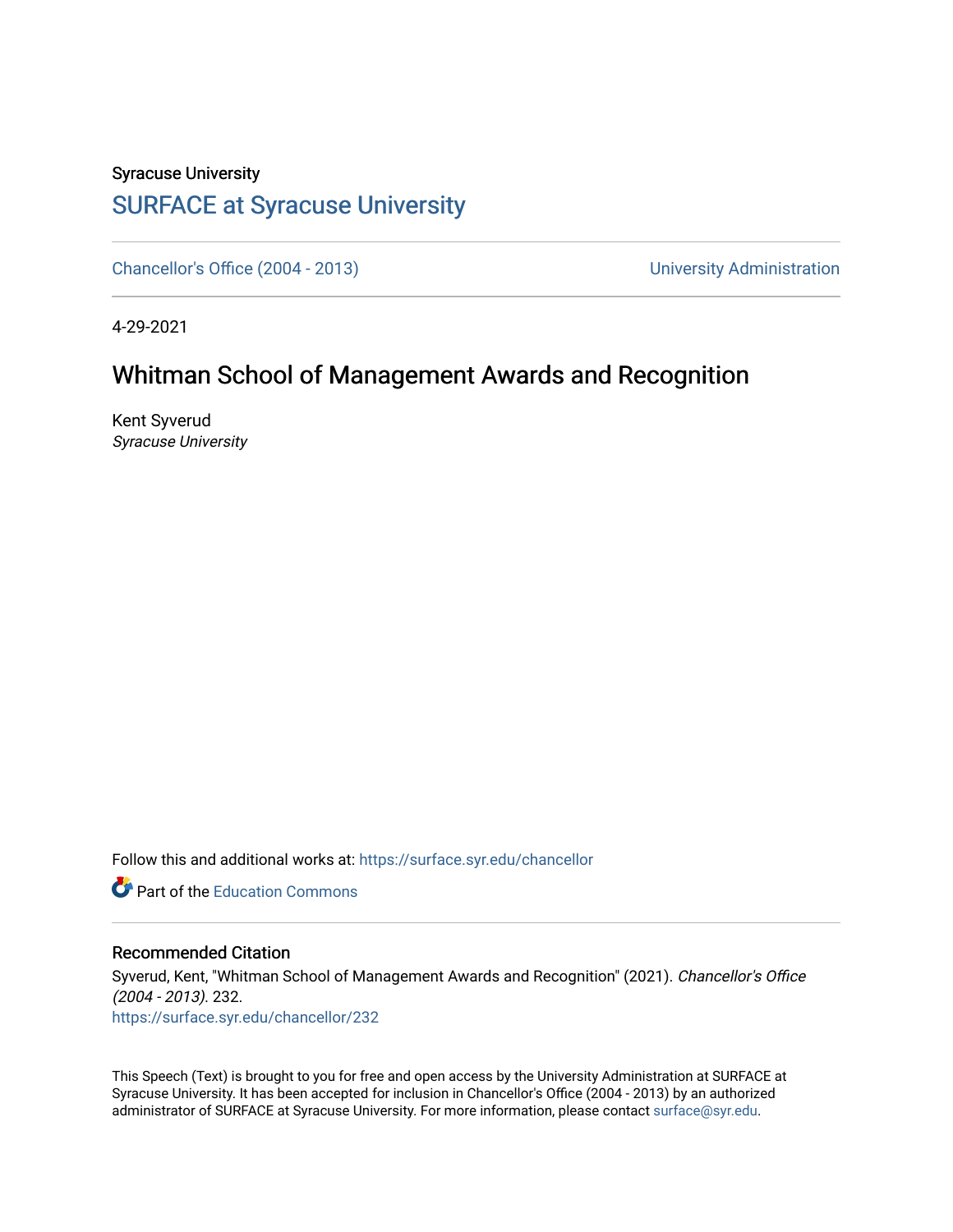Syracuse University

## SURFACE at Syracuse University

Chancellor's Office (2004 - 2013) | University Administration

4-29-2021

# Whitman School of Management Awards and Recognition

Kent Syverud
*Syracuse University*

Follow this and additional works at: https://surface.syr.edu/chancellor

Part of the Education Commons

### Recommended Citation

Syverud, Kent, "Whitman School of Management Awards and Recognition" (2021). *Chancellor's Office (2004 - 2013)*. 232.
https://surface.syr.edu/chancellor/232

This Speech (Text) is brought to you for free and open access by the University Administration at SURFACE at Syracuse University. It has been accepted for inclusion in Chancellor's Office (2004 - 2013) by an authorized administrator of SURFACE at Syracuse University. For more information, please contact surface@syr.edu.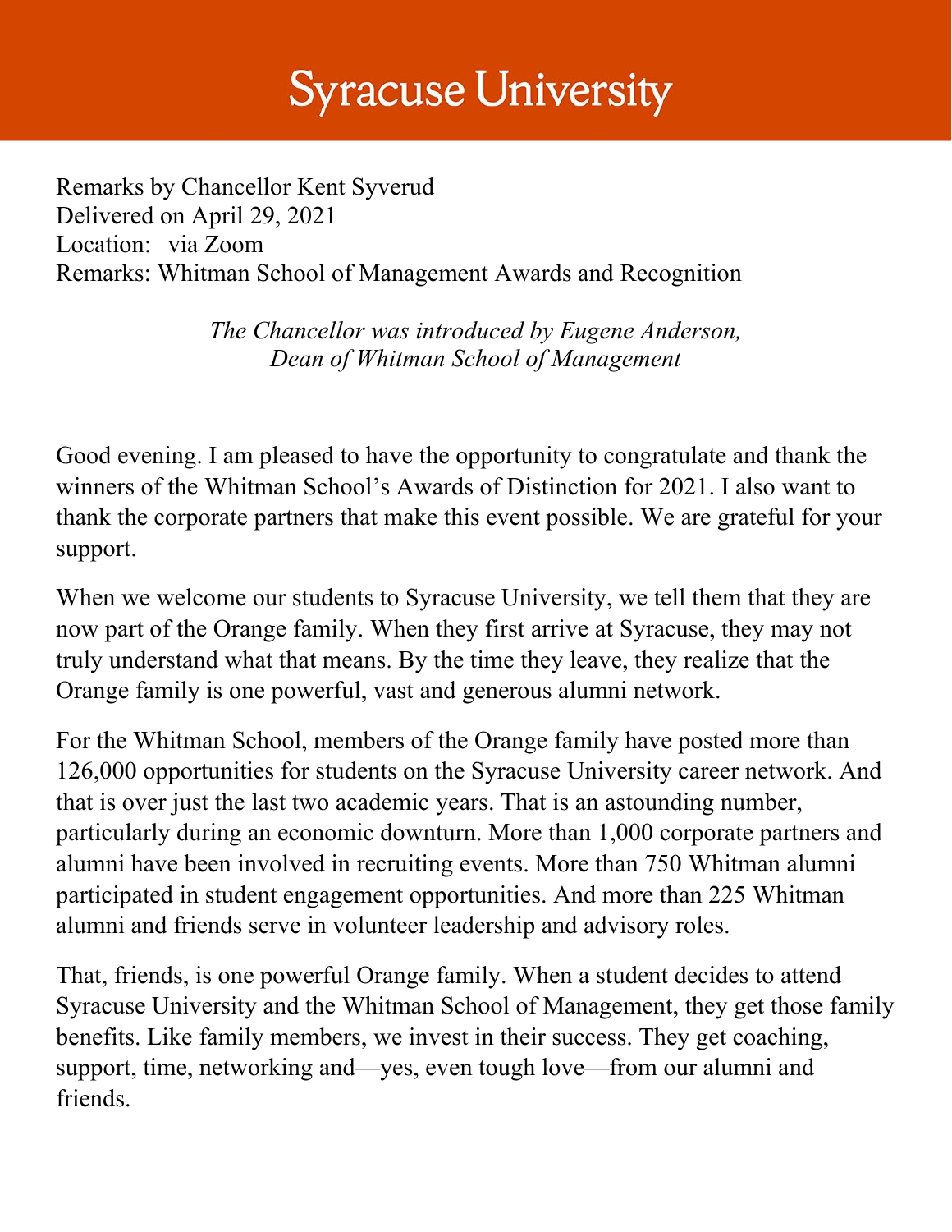# Syracuse University

Remarks by Chancellor Kent Syverud
Delivered on April 29, 2021
Location: via Zoom
Remarks: Whitman School of Management Awards and Recognition

*The Chancellor was introduced by Eugene Anderson, Dean of Whitman School of Management*

Good evening. I am pleased to have the opportunity to congratulate and thank the winners of the Whitman School's Awards of Distinction for 2021. I also want to thank the corporate partners that make this event possible. We are grateful for your support.

When we welcome our students to Syracuse University, we tell them that they are now part of the Orange family. When they first arrive at Syracuse, they may not truly understand what that means. By the time they leave, they realize that the Orange family is one powerful, vast and generous alumni network.

For the Whitman School, members of the Orange family have posted more than 126,000 opportunities for students on the Syracuse University career network. And that is over just the last two academic years. That is an astounding number, particularly during an economic downturn. More than 1,000 corporate partners and alumni have been involved in recruiting events. More than 750 Whitman alumni participated in student engagement opportunities. And more than 225 Whitman alumni and friends serve in volunteer leadership and advisory roles.

That, friends, is one powerful Orange family. When a student decides to attend Syracuse University and the Whitman School of Management, they get those family benefits. Like family members, we invest in their success. They get coaching, support, time, networking and—yes, even tough love—from our alumni and friends.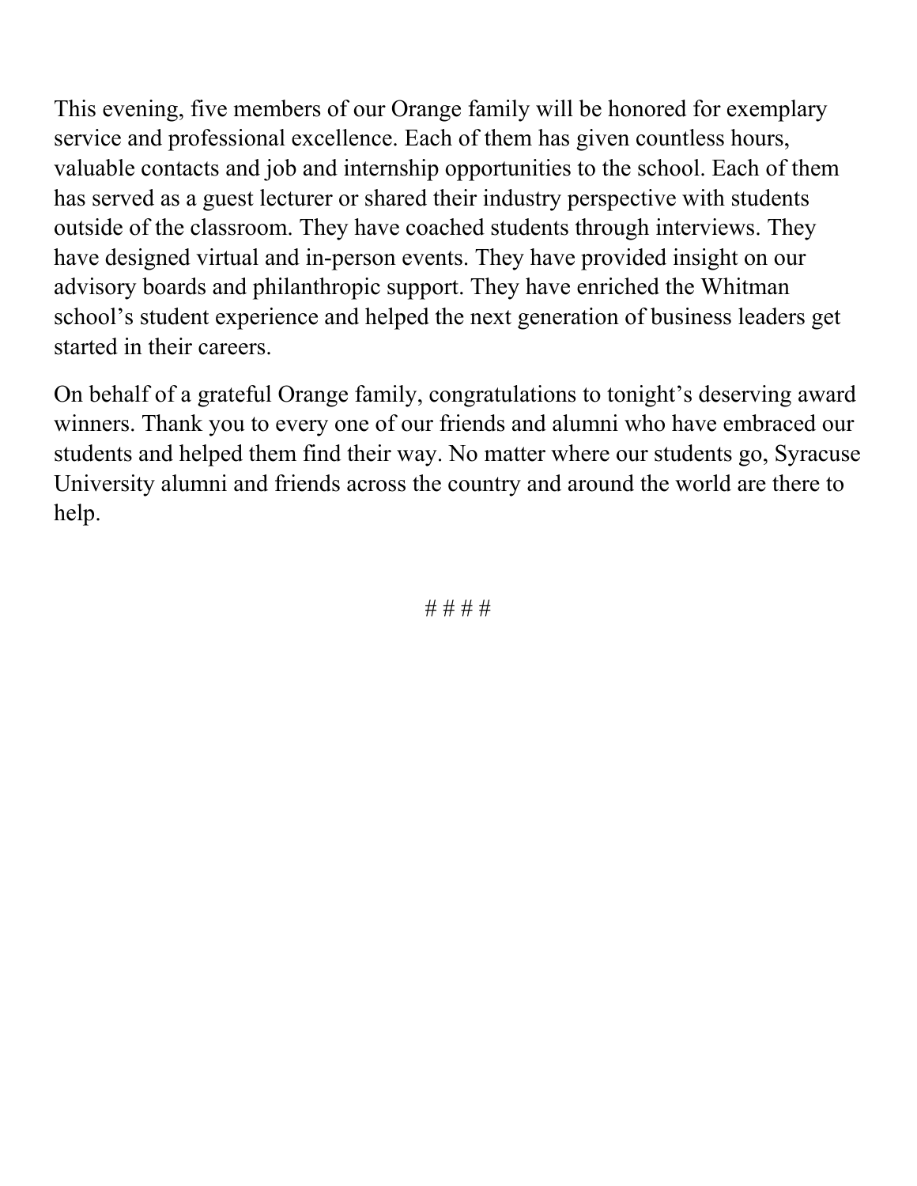This evening, five members of our Orange family will be honored for exemplary service and professional excellence. Each of them has given countless hours, valuable contacts and job and internship opportunities to the school. Each of them has served as a guest lecturer or shared their industry perspective with students outside of the classroom. They have coached students through interviews. They have designed virtual and in-person events. They have provided insight on our advisory boards and philanthropic support. They have enriched the Whitman school's student experience and helped the next generation of business leaders get started in their careers.

On behalf of a grateful Orange family, congratulations to tonight's deserving award winners. Thank you to every one of our friends and alumni who have embraced our students and helped them find their way. No matter where our students go, Syracuse University alumni and friends across the country and around the world are there to help.

# # # #